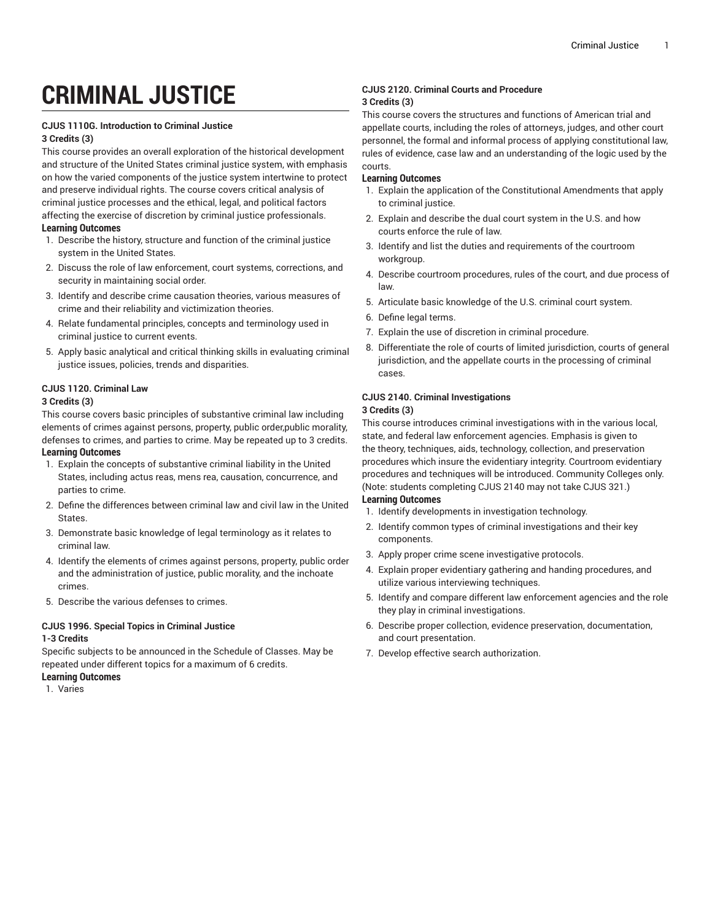# CRIMINAL JUSTICE

**CJUS 1110G. Introduction to Criminal Justice**

**3 Credits (3)**

This course provides an overall exploration of the historical development and structure of the United States criminal justice system, with emphasis on how the varied components of the justice system intertwine to protect and preserve individual rights. The course covers critical analysis of criminal justice processes and the ethical, legal, and political factors affecting the exercise of discretion by criminal justice professionals.

**Learning Outcomes**

1. Describe the history, structure and function of the criminal justice system in the United States.
2. Discuss the role of law enforcement, court systems, corrections, and security in maintaining social order.
3. Identify and describe crime causation theories, various measures of crime and their reliability and victimization theories.
4. Relate fundamental principles, concepts and terminology used in criminal justice to current events.
5. Apply basic analytical and critical thinking skills in evaluating criminal justice issues, policies, trends and disparities.

**CJUS 1120. Criminal Law**

**3 Credits (3)**

This course covers basic principles of substantive criminal law including elements of crimes against persons, property, public order,public morality, defenses to crimes, and parties to crime. May be repeated up to 3 credits.

**Learning Outcomes**

1. Explain the concepts of substantive criminal liability in the United States, including actus reas, mens rea, causation, concurrence, and parties to crime.
2. Define the differences between criminal law and civil law in the United States.
3. Demonstrate basic knowledge of legal terminology as it relates to criminal law.
4. Identify the elements of crimes against persons, property, public order and the administration of justice, public morality, and the inchoate crimes.
5. Describe the various defenses to crimes.

**CJUS 1996. Special Topics in Criminal Justice**

**1-3 Credits**

Specific subjects to be announced in the Schedule of Classes. May be repeated under different topics for a maximum of 6 credits.

**Learning Outcomes**

1. Varies

**CJUS 2120. Criminal Courts and Procedure**

**3 Credits (3)**

This course covers the structures and functions of American trial and appellate courts, including the roles of attorneys, judges, and other court personnel, the formal and informal process of applying constitutional law, rules of evidence, case law and an understanding of the logic used by the courts.

**Learning Outcomes**

1. Explain the application of the Constitutional Amendments that apply to criminal justice.
2. Explain and describe the dual court system in the U.S. and how courts enforce the rule of law.
3. Identify and list the duties and requirements of the courtroom workgroup.
4. Describe courtroom procedures, rules of the court, and due process of law.
5. Articulate basic knowledge of the U.S. criminal court system.
6. Define legal terms.
7. Explain the use of discretion in criminal procedure.
8. Differentiate the role of courts of limited jurisdiction, courts of general jurisdiction, and the appellate courts in the processing of criminal cases.

**CJUS 2140. Criminal Investigations**

**3 Credits (3)**

This course introduces criminal investigations with in the various local, state, and federal law enforcement agencies. Emphasis is given to the theory, techniques, aids, technology, collection, and preservation procedures which insure the evidentiary integrity. Courtroom evidentiary procedures and techniques will be introduced. Community Colleges only. (Note: students completing CJUS 2140 may not take CJUS 321.)

**Learning Outcomes**

1. Identify developments in investigation technology.
2. Identify common types of criminal investigations and their key components.
3. Apply proper crime scene investigative protocols.
4. Explain proper evidentiary gathering and handing procedures, and utilize various interviewing techniques.
5. Identify and compare different law enforcement agencies and the role they play in criminal investigations.
6. Describe proper collection, evidence preservation, documentation, and court presentation.
7. Develop effective search authorization.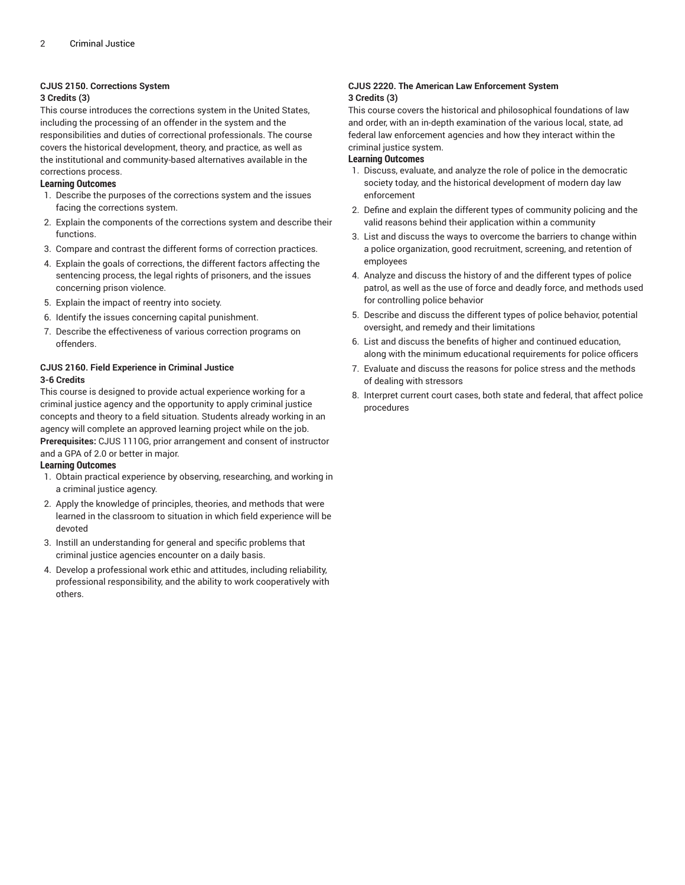**CJUS 2150. Corrections System**
**3 Credits (3)**

This course introduces the corrections system in the United States, including the processing of an offender in the system and the responsibilities and duties of correctional professionals. The course covers the historical development, theory, and practice, as well as the institutional and community-based alternatives available in the corrections process.

**Learning Outcomes**

1. Describe the purposes of the corrections system and the issues facing the corrections system.
2. Explain the components of the corrections system and describe their functions.
3. Compare and contrast the different forms of correction practices.
4. Explain the goals of corrections, the different factors affecting the sentencing process, the legal rights of prisoners, and the issues concerning prison violence.
5. Explain the impact of reentry into society.
6. Identify the issues concerning capital punishment.
7. Describe the effectiveness of various correction programs on offenders.

**CJUS 2160. Field Experience in Criminal Justice**
**3-6 Credits**

This course is designed to provide actual experience working for a criminal justice agency and the opportunity to apply criminal justice concepts and theory to a field situation. Students already working in an agency will complete an approved learning project while on the job.

**Prerequisites:** CJUS 1110G, prior arrangement and consent of instructor and a GPA of 2.0 or better in major.

**Learning Outcomes**

1. Obtain practical experience by observing, researching, and working in a criminal justice agency.
2. Apply the knowledge of principles, theories, and methods that were learned in the classroom to situation in which field experience will be devoted
3. Instill an understanding for general and specific problems that criminal justice agencies encounter on a daily basis.
4. Develop a professional work ethic and attitudes, including reliability, professional responsibility, and the ability to work cooperatively with others.

**CJUS 2220. The American Law Enforcement System**
**3 Credits (3)**

This course covers the historical and philosophical foundations of law and order, with an in-depth examination of the various local, state, ad federal law enforcement agencies and how they interact within the criminal justice system.

**Learning Outcomes**

1. Discuss, evaluate, and analyze the role of police in the democratic society today, and the historical development of modern day law enforcement
2. Define and explain the different types of community policing and the valid reasons behind their application within a community
3. List and discuss the ways to overcome the barriers to change within a police organization, good recruitment, screening, and retention of employees
4. Analyze and discuss the history of and the different types of police patrol, as well as the use of force and deadly force, and methods used for controlling police behavior
5. Describe and discuss the different types of police behavior, potential oversight, and remedy and their limitations
6. List and discuss the benefits of higher and continued education, along with the minimum educational requirements for police officers
7. Evaluate and discuss the reasons for police stress and the methods of dealing with stressors
8. Interpret current court cases, both state and federal, that affect police procedures